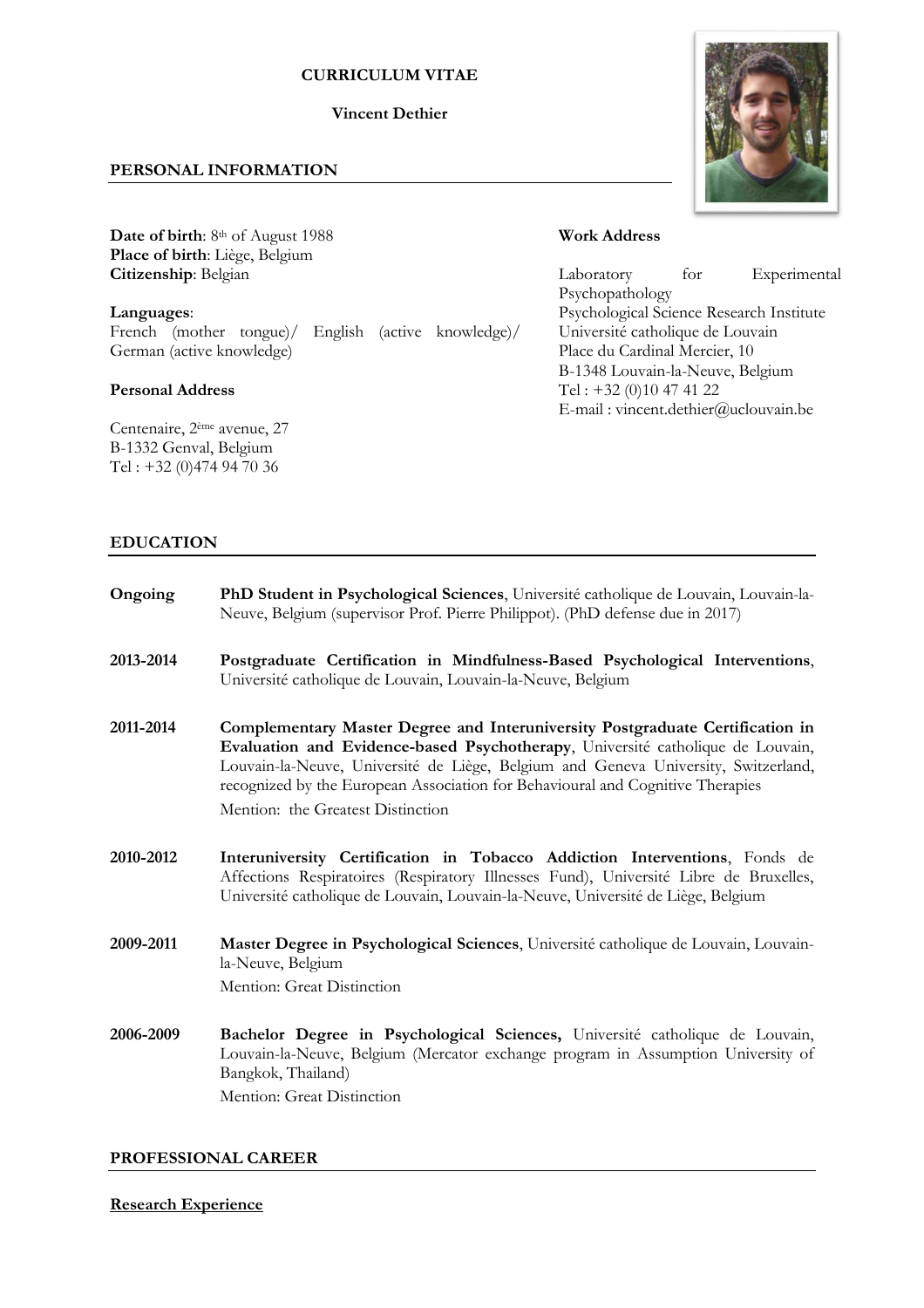# CURRICULUM VITAE

## Vincent Dethier

## PERSONAL INFORMATION

**Date of birth**: 8th of August 1988
**Place of birth**: Liège, Belgium
**Citizenship**: Belgian

**Languages**:
French (mother tongue)/ English (active knowledge)/ German (active knowledge)

**Personal Address**

Centenaire, 2ème avenue, 27
B-1332 Genval, Belgium
Tel : +32 (0)474 94 70 36

**Work Address**

Laboratory for Experimental Psychopathology
Psychological Science Research Institute
Université catholique de Louvain
Place du Cardinal Mercier, 10
B-1348 Louvain-la-Neuve, Belgium
Tel : +32 (0)10 47 41 22
E-mail : vincent.dethier@uclouvain.be

## EDUCATION

**Ongoing** — **PhD Student in Psychological Sciences**, Université catholique de Louvain, Louvain-la-Neuve, Belgium (supervisor Prof. Pierre Philippot). (PhD defense due in 2017)

**2013-2014** — **Postgraduate Certification in Mindfulness-Based Psychological Interventions**, Université catholique de Louvain, Louvain-la-Neuve, Belgium

**2011-2014** — **Complementary Master Degree and Interuniversity Postgraduate Certification in Evaluation and Evidence-based Psychotherapy**, Université catholique de Louvain, Louvain-la-Neuve, Université de Liège, Belgium and Geneva University, Switzerland, recognized by the European Association for Behavioural and Cognitive Therapies
Mention: the Greatest Distinction

**2010-2012** — **Interuniversity Certification in Tobacco Addiction Interventions**, Fonds de Affections Respiratoires (Respiratory Illnesses Fund), Université Libre de Bruxelles, Université catholique de Louvain, Louvain-la-Neuve, Université de Liège, Belgium

**2009-2011** — **Master Degree in Psychological Sciences**, Université catholique de Louvain, Louvain-la-Neuve, Belgium
Mention: Great Distinction

**2006-2009** — **Bachelor Degree in Psychological Sciences,** Université catholique de Louvain, Louvain-la-Neuve, Belgium (Mercator exchange program in Assumption University of Bangkok, Thailand)
Mention: Great Distinction

## PROFESSIONAL CAREER

### Research Experience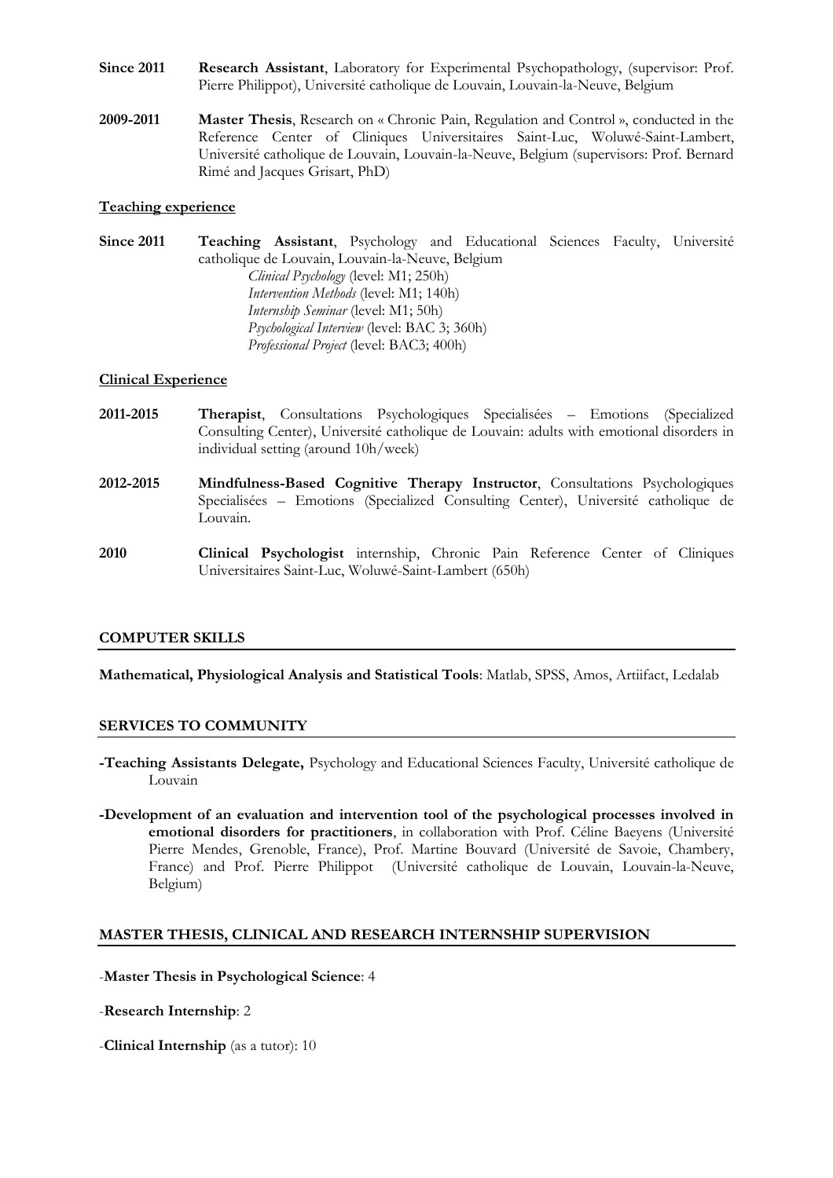**Since 2011** **Research Assistant**, Laboratory for Experimental Psychopathology, (supervisor: Prof. Pierre Philippot), Université catholique de Louvain, Louvain-la-Neuve, Belgium

**2009-2011** **Master Thesis**, Research on « Chronic Pain, Regulation and Control », conducted in the Reference Center of Cliniques Universitaires Saint-Luc, Woluwé-Saint-Lambert, Université catholique de Louvain, Louvain-la-Neuve, Belgium (supervisors: Prof. Bernard Rimé and Jacques Grisart, PhD)

### Teaching experience

**Since 2011** **Teaching Assistant**, Psychology and Educational Sciences Faculty, Université catholique de Louvain, Louvain-la-Neuve, Belgium

*Clinical Psychology* (level: M1; 250h)
*Intervention Methods* (level: M1; 140h)
*Internship Seminar* (level: M1; 50h)
*Psychological Interview* (level: BAC 3; 360h)
*Professional Project* (level: BAC3; 400h)

### Clinical Experience

**2011-2015** **Therapist**, Consultations Psychologiques Specialisées – Emotions (Specialized Consulting Center), Université catholique de Louvain: adults with emotional disorders in individual setting (around 10h/week)

**2012-2015** **Mindfulness-Based Cognitive Therapy Instructor**, Consultations Psychologiques Specialisées – Emotions (Specialized Consulting Center), Université catholique de Louvain.

**2010** **Clinical Psychologist** internship, Chronic Pain Reference Center of Cliniques Universitaires Saint-Luc, Woluwé-Saint-Lambert (650h)

## COMPUTER SKILLS

**Mathematical, Physiological Analysis and Statistical Tools**: Matlab, SPSS, Amos, Artiifact, Ledalab

## SERVICES TO COMMUNITY

**-Teaching Assistants Delegate,** Psychology and Educational Sciences Faculty, Université catholique de Louvain

**-Development of an evaluation and intervention tool of the psychological processes involved in emotional disorders for practitioners**, in collaboration with Prof. Céline Baeyens (Université Pierre Mendes, Grenoble, France), Prof. Martine Bouvard (Université de Savoie, Chambery, France) and Prof. Pierre Philippot (Université catholique de Louvain, Louvain-la-Neuve, Belgium)

## MASTER THESIS, CLINICAL AND RESEARCH INTERNSHIP SUPERVISION

-**Master Thesis in Psychological Science**: 4

-**Research Internship**: 2

-**Clinical Internship** (as a tutor): 10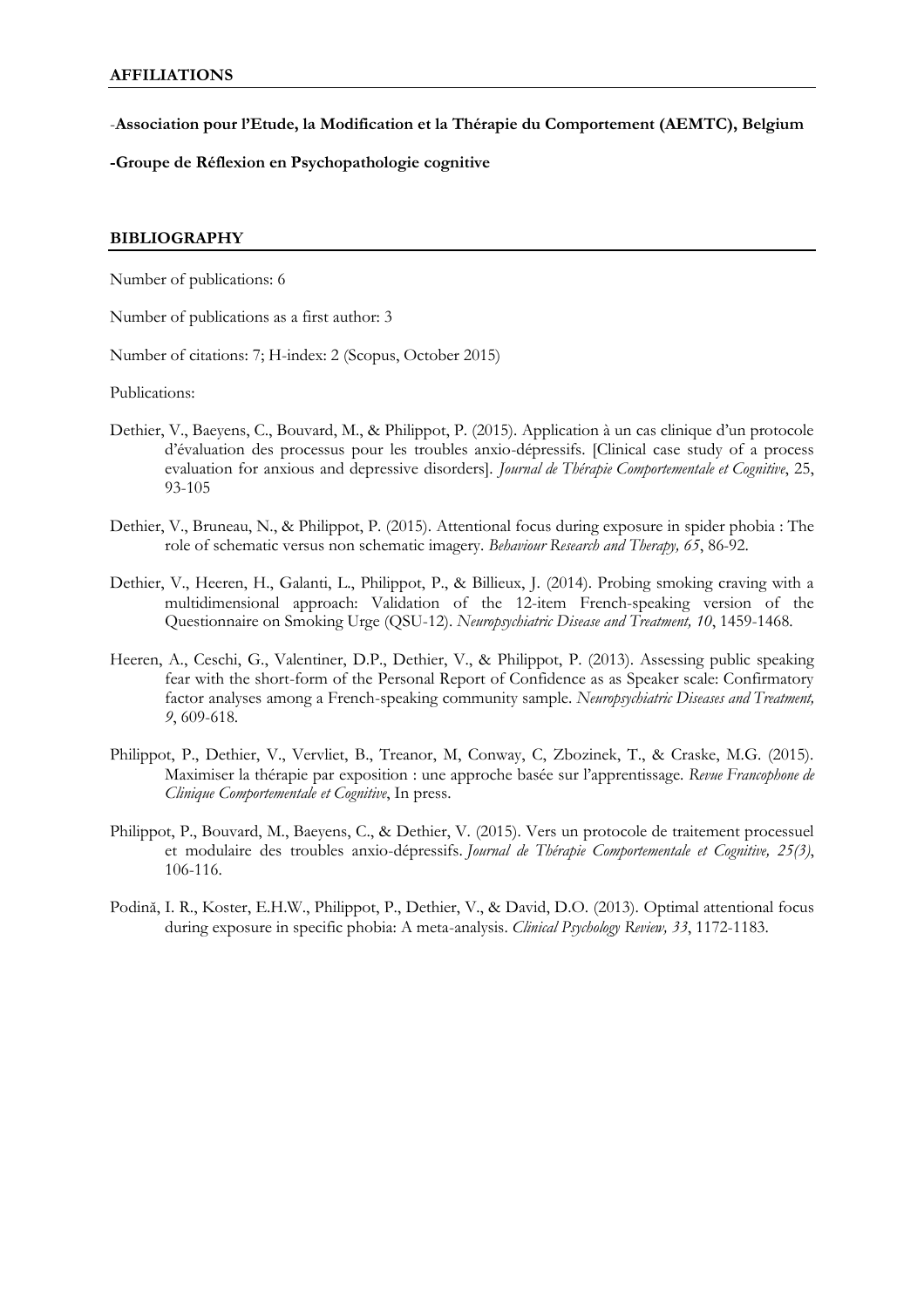## AFFILIATIONS

-**Association pour l'Etude, la Modification et la Thérapie du Comportement (AEMTC), Belgium**

**-Groupe de Réflexion en Psychopathologie cognitive**

## BIBLIOGRAPHY

Number of publications: 6

Number of publications as a first author: 3

Number of citations: 7; H-index: 2 (Scopus, October 2015)

Publications:

Dethier, V., Baeyens, C., Bouvard, M., & Philippot, P. (2015). Application à un cas clinique d'un protocole d'évaluation des processus pour les troubles anxio-dépressifs. [Clinical case study of a process evaluation for anxious and depressive disorders]. *Journal de Thérapie Comportementale et Cognitive*, 25, 93-105

Dethier, V., Bruneau, N., & Philippot, P. (2015). Attentional focus during exposure in spider phobia : The role of schematic versus non schematic imagery. *Behaviour Research and Therapy, 65*, 86-92.

Dethier, V., Heeren, H., Galanti, L., Philippot, P., & Billieux, J. (2014). Probing smoking craving with a multidimensional approach: Validation of the 12-item French-speaking version of the Questionnaire on Smoking Urge (QSU-12). *Neuropsychiatric Disease and Treatment, 10*, 1459-1468.

Heeren, A., Ceschi, G., Valentiner, D.P., Dethier, V., & Philippot, P. (2013). Assessing public speaking fear with the short-form of the Personal Report of Confidence as as Speaker scale: Confirmatory factor analyses among a French-speaking community sample. *Neuropsychiatric Diseases and Treatment, 9*, 609-618.

Philippot, P., Dethier, V., Vervliet, B., Treanor, M, Conway, C, Zbozinek, T., & Craske, M.G. (2015). Maximiser la thérapie par exposition : une approche basée sur l'apprentissage. *Revue Francophone de Clinique Comportementale et Cognitive*, In press.

Philippot, P., Bouvard, M., Baeyens, C., & Dethier, V. (2015). Vers un protocole de traitement processuel et modulaire des troubles anxio-dépressifs. *Journal de Thérapie Comportementale et Cognitive, 25(3)*, 106-116.

Podină, I. R., Koster, E.H.W., Philippot, P., Dethier, V., & David, D.O. (2013). Optimal attentional focus during exposure in specific phobia: A meta-analysis. *Clinical Psychology Review, 33*, 1172-1183.